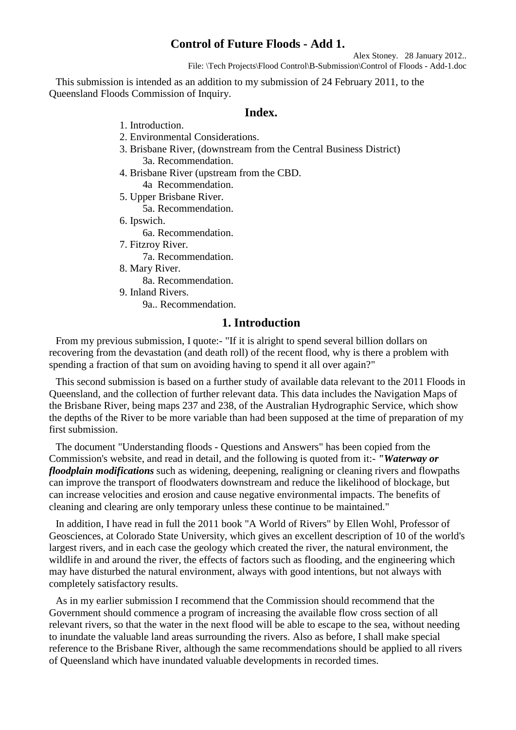# Control of Future Floods - Add 1.

Alex Stoney. 28 January 2012..
File: \Tech Projects\Flood Control\B-Submission\Control of Floods - Add-1.doc

This submission is intended as an addition to my submission of 24 February 2011, to the Queensland Floods Commission of Inquiry.

## Index.

1. Introduction.
2. Environmental Considerations.
3. Brisbane River, (downstream from the Central Business District)
   3a. Recommendation.
4. Brisbane River (upstream from the CBD.
   4a Recommendation.
5. Upper Brisbane River.
   5a. Recommendation.
6. Ipswich.
   6a. Recommendation.
7. Fitzroy River.
   7a. Recommendation.
8. Mary River.
   8a. Recommendation.
9. Inland Rivers.
   9a.. Recommendation.

## 1. Introduction

From my previous submission, I quote:- "If it is alright to spend several billion dollars on recovering from the devastation (and death roll) of the recent flood, why is there a problem with spending a fraction of that sum on avoiding having to spend it all over again?"

This second submission is based on a further study of available data relevant to the 2011 Floods in Queensland, and the collection of further relevant data. This data includes the Navigation Maps of the Brisbane River, being maps 237 and 238, of the Australian Hydrographic Service, which show the depths of the River to be more variable than had been supposed at the time of preparation of my first submission.

The document "Understanding floods - Questions and Answers" has been copied from the Commission's website, and read in detail, and the following is quoted from it:- ***"Waterway or floodplain modifications*** such as widening, deepening, realigning or cleaning rivers and flowpaths can improve the transport of floodwaters downstream and reduce the likelihood of blockage, but can increase velocities and erosion and cause negative environmental impacts. The benefits of cleaning and clearing are only temporary unless these continue to be maintained."

In addition, I have read in full the 2011 book "A World of Rivers" by Ellen Wohl, Professor of Geosciences, at Colorado State University, which gives an excellent description of 10 of the world's largest rivers, and in each case the geology which created the river, the natural environment, the wildlife in and around the river, the effects of factors such as flooding, and the engineering which may have disturbed the natural environment, always with good intentions, but not always with completely satisfactory results.

As in my earlier submission I recommend that the Commission should recommend that the Government should commence a program of increasing the available flow cross section of all relevant rivers, so that the water in the next flood will be able to escape to the sea, without needing to inundate the valuable land areas surrounding the rivers. Also as before, I shall make special reference to the Brisbane River, although the same recommendations should be applied to all rivers of Queensland which have inundated valuable developments in recorded times.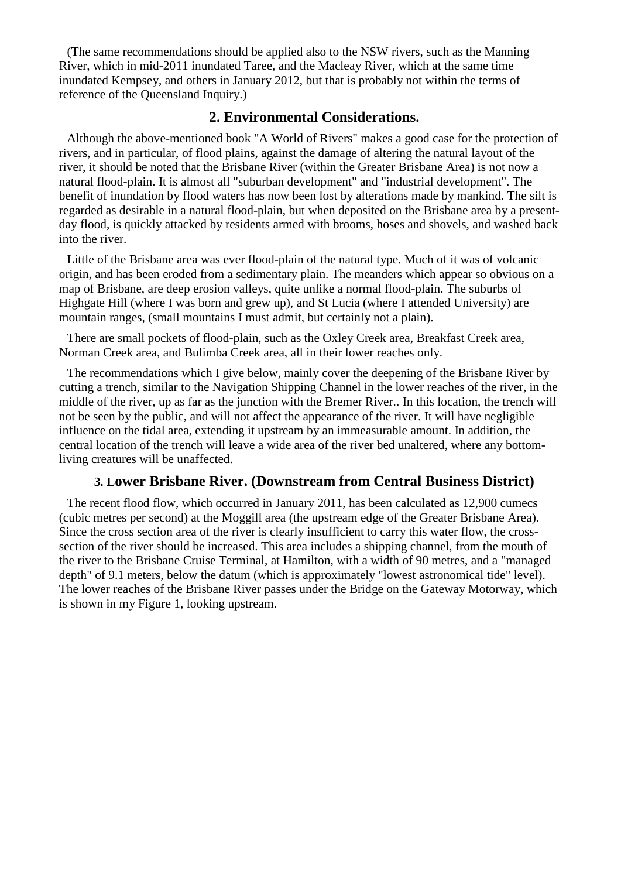(The same recommendations should be applied also to the NSW rivers, such as the Manning River, which in mid-2011 inundated Taree, and the Macleay River, which at the same time inundated Kempsey, and others in January 2012, but that is probably not within the terms of reference of the Queensland Inquiry.)

## 2. Environmental Considerations.

Although the above-mentioned book "A World of Rivers" makes a good case for the protection of rivers, and in particular, of flood plains, against the damage of altering the natural layout of the river, it should be noted that the Brisbane River (within the Greater Brisbane Area) is not now a natural flood-plain. It is almost all "suburban development" and "industrial development". The benefit of inundation by flood waters has now been lost by alterations made by mankind. The silt is regarded as desirable in a natural flood-plain, but when deposited on the Brisbane area by a present-day flood, is quickly attacked by residents armed with brooms, hoses and shovels, and washed back into the river.

Little of the Brisbane area was ever flood-plain of the natural type. Much of it was of volcanic origin, and has been eroded from a sedimentary plain. The meanders which appear so obvious on a map of Brisbane, are deep erosion valleys, quite unlike a normal flood-plain. The suburbs of Highgate Hill (where I was born and grew up), and St Lucia (where I attended University) are mountain ranges, (small mountains I must admit, but certainly not a plain).

There are small pockets of flood-plain, such as the Oxley Creek area, Breakfast Creek area, Norman Creek area, and Bulimba Creek area, all in their lower reaches only.

The recommendations which I give below, mainly cover the deepening of the Brisbane River by cutting a trench, similar to the Navigation Shipping Channel in the lower reaches of the river, in the middle of the river, up as far as the junction with the Bremer River.. In this location, the trench will not be seen by the public, and will not affect the appearance of the river. It will have negligible influence on the tidal area, extending it upstream by an immeasurable amount. In addition, the central location of the trench will leave a wide area of the river bed unaltered, where any bottom-living creatures will be unaffected.

## 3. Lower Brisbane River. (Downstream from Central Business District)

The recent flood flow, which occurred in January 2011, has been calculated as 12,900 cumecs (cubic metres per second) at the Moggill area (the upstream edge of the Greater Brisbane Area). Since the cross section area of the river is clearly insufficient to carry this water flow, the cross-section of the river should be increased. This area includes a shipping channel, from the mouth of the river to the Brisbane Cruise Terminal, at Hamilton, with a width of 90 metres, and a "managed depth" of 9.1 meters, below the datum (which is approximately "lowest astronomical tide" level). The lower reaches of the Brisbane River passes under the Bridge on the Gateway Motorway, which is shown in my Figure 1, looking upstream.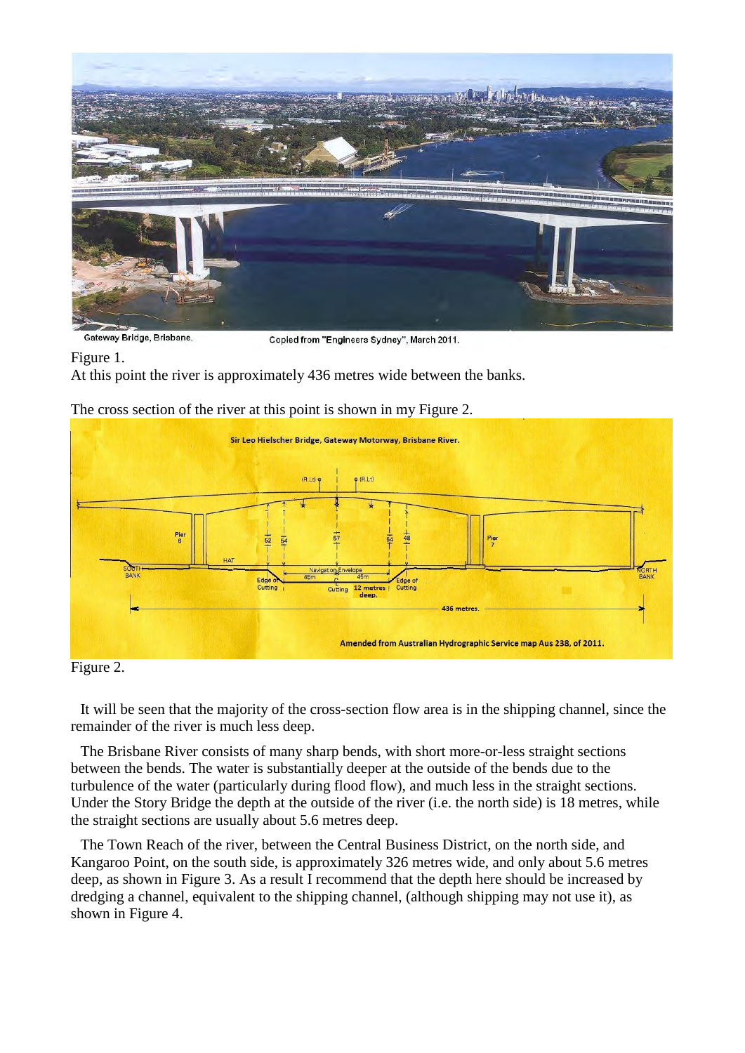Figure 1.

At this point the river is approximately 436 metres wide between the banks.

The cross section of the river at this point is shown in my Figure 2.

Figure 2.

It will be seen that the majority of the cross-section flow area is in the shipping channel, since the remainder of the river is much less deep.

The Brisbane River consists of many sharp bends, with short more-or-less straight sections between the bends. The water is substantially deeper at the outside of the bends due to the turbulence of the water (particularly during flood flow), and much less in the straight sections. Under the Story Bridge the depth at the outside of the river (i.e. the north side) is 18 metres, while the straight sections are usually about 5.6 metres deep.

The Town Reach of the river, between the Central Business District, on the north side, and Kangaroo Point, on the south side, is approximately 326 metres wide, and only about 5.6 metres deep, as shown in Figure 3. As a result I recommend that the depth here should be increased by dredging a channel, equivalent to the shipping channel, (although shipping may not use it), as shown in Figure 4.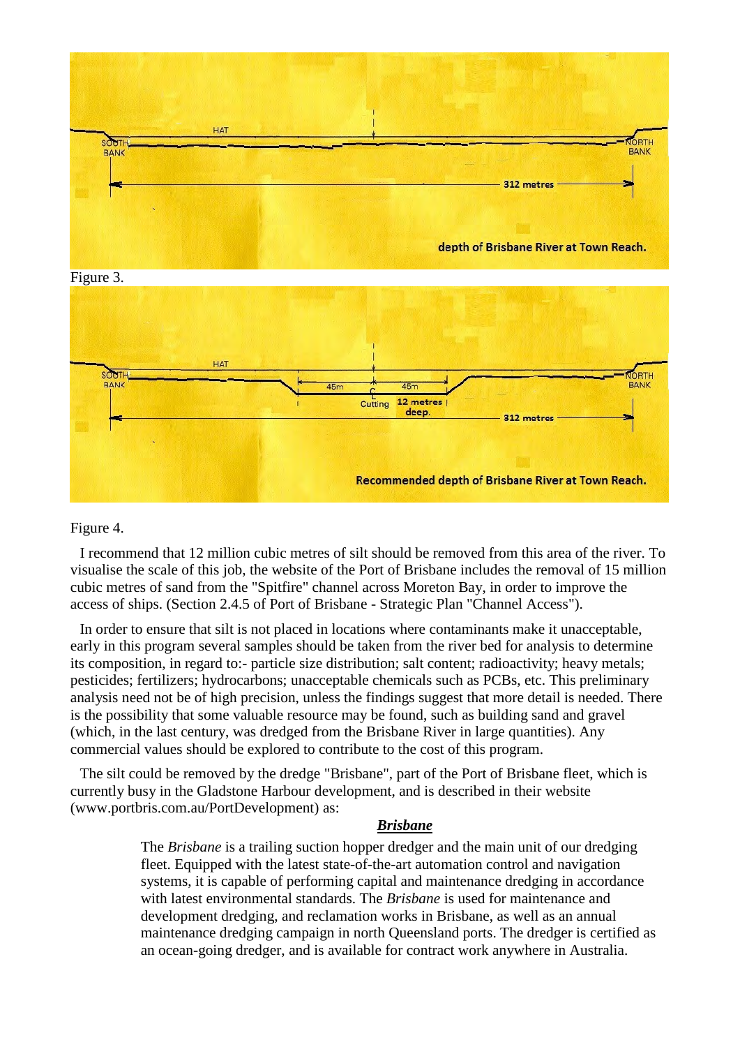Figure 3.

Figure 4.

I recommend that 12 million cubic metres of silt should be removed from this area of the river. To visualise the scale of this job, the website of the Port of Brisbane includes the removal of 15 million cubic metres of sand from the "Spitfire" channel across Moreton Bay, in order to improve the access of ships. (Section 2.4.5 of Port of Brisbane - Strategic Plan "Channel Access").

In order to ensure that silt is not placed in locations where contaminants make it unacceptable, early in this program several samples should be taken from the river bed for analysis to determine its composition, in regard to:- particle size distribution; salt content; radioactivity; heavy metals; pesticides; fertilizers; hydrocarbons; unacceptable chemicals such as PCBs, etc. This preliminary analysis need not be of high precision, unless the findings suggest that more detail is needed. There is the possibility that some valuable resource may be found, such as building sand and gravel (which, in the last century, was dredged from the Brisbane River in large quantities). Any commercial values should be explored to contribute to the cost of this program.

The silt could be removed by the dredge "Brisbane", part of the Port of Brisbane fleet, which is currently busy in the Gladstone Harbour development, and is described in their website (www.portbris.com.au/PortDevelopment) as:

> ***Brisbane***
>
> The *Brisbane* is a trailing suction hopper dredger and the main unit of our dredging fleet. Equipped with the latest state-of-the-art automation control and navigation systems, it is capable of performing capital and maintenance dredging in accordance with latest environmental standards. The *Brisbane* is used for maintenance and development dredging, and reclamation works in Brisbane, as well as an annual maintenance dredging campaign in north Queensland ports. The dredger is certified as an ocean-going dredger, and is available for contract work anywhere in Australia.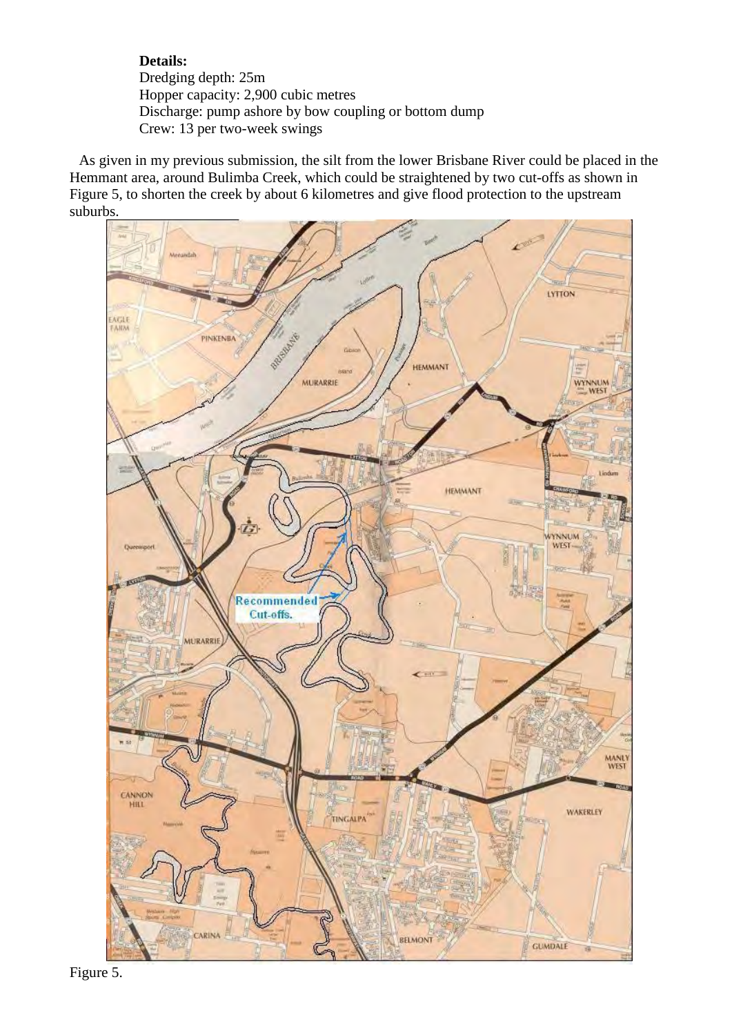**Details:**
Dredging depth: 25m
Hopper capacity: 2,900 cubic metres
Discharge: pump ashore by bow coupling or bottom dump
Crew: 13 per two-week swings

As given in my previous submission, the silt from the lower Brisbane River could be placed in the Hemmant area, around Bulimba Creek, which could be straightened by two cut-offs as shown in Figure 5, to shorten the creek by about 6 kilometres and give flood protection to the upstream suburbs.

Figure 5.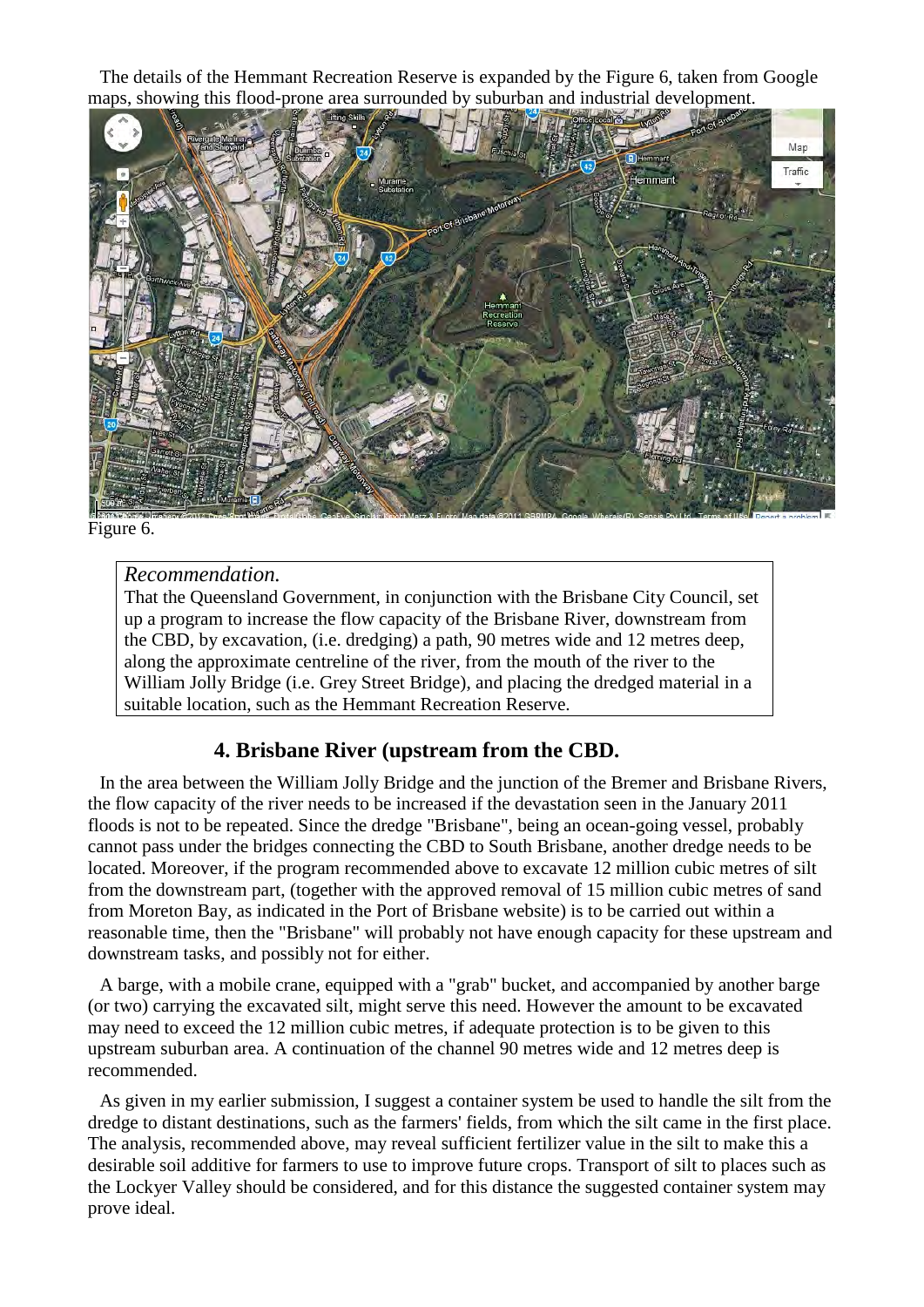The details of the Hemmant Recreation Reserve is expanded by the Figure 6, taken from Google maps, showing this flood-prone area surrounded by suburban and industrial development.

Figure 6.

*Recommendation.*
That the Queensland Government, in conjunction with the Brisbane City Council, set up a program to increase the flow capacity of the Brisbane River, downstream from the CBD, by excavation, (i.e. dredging) a path, 90 metres wide and 12 metres deep, along the approximate centreline of the river, from the mouth of the river to the William Jolly Bridge (i.e. Grey Street Bridge), and placing the dredged material in a suitable location, such as the Hemmant Recreation Reserve.

## 4. Brisbane River (upstream from the CBD.

In the area between the William Jolly Bridge and the junction of the Bremer and Brisbane Rivers, the flow capacity of the river needs to be increased if the devastation seen in the January 2011 floods is not to be repeated. Since the dredge "Brisbane", being an ocean-going vessel, probably cannot pass under the bridges connecting the CBD to South Brisbane, another dredge needs to be located. Moreover, if the program recommended above to excavate 12 million cubic metres of silt from the downstream part, (together with the approved removal of 15 million cubic metres of sand from Moreton Bay, as indicated in the Port of Brisbane website) is to be carried out within a reasonable time, then the "Brisbane" will probably not have enough capacity for these upstream and downstream tasks, and possibly not for either.

A barge, with a mobile crane, equipped with a "grab" bucket, and accompanied by another barge (or two) carrying the excavated silt, might serve this need. However the amount to be excavated may need to exceed the 12 million cubic metres, if adequate protection is to be given to this upstream suburban area. A continuation of the channel 90 metres wide and 12 metres deep is recommended.

As given in my earlier submission, I suggest a container system be used to handle the silt from the dredge to distant destinations, such as the farmers' fields, from which the silt came in the first place. The analysis, recommended above, may reveal sufficient fertilizer value in the silt to make this a desirable soil additive for farmers to use to improve future crops. Transport of silt to places such as the Lockyer Valley should be considered, and for this distance the suggested container system may prove ideal.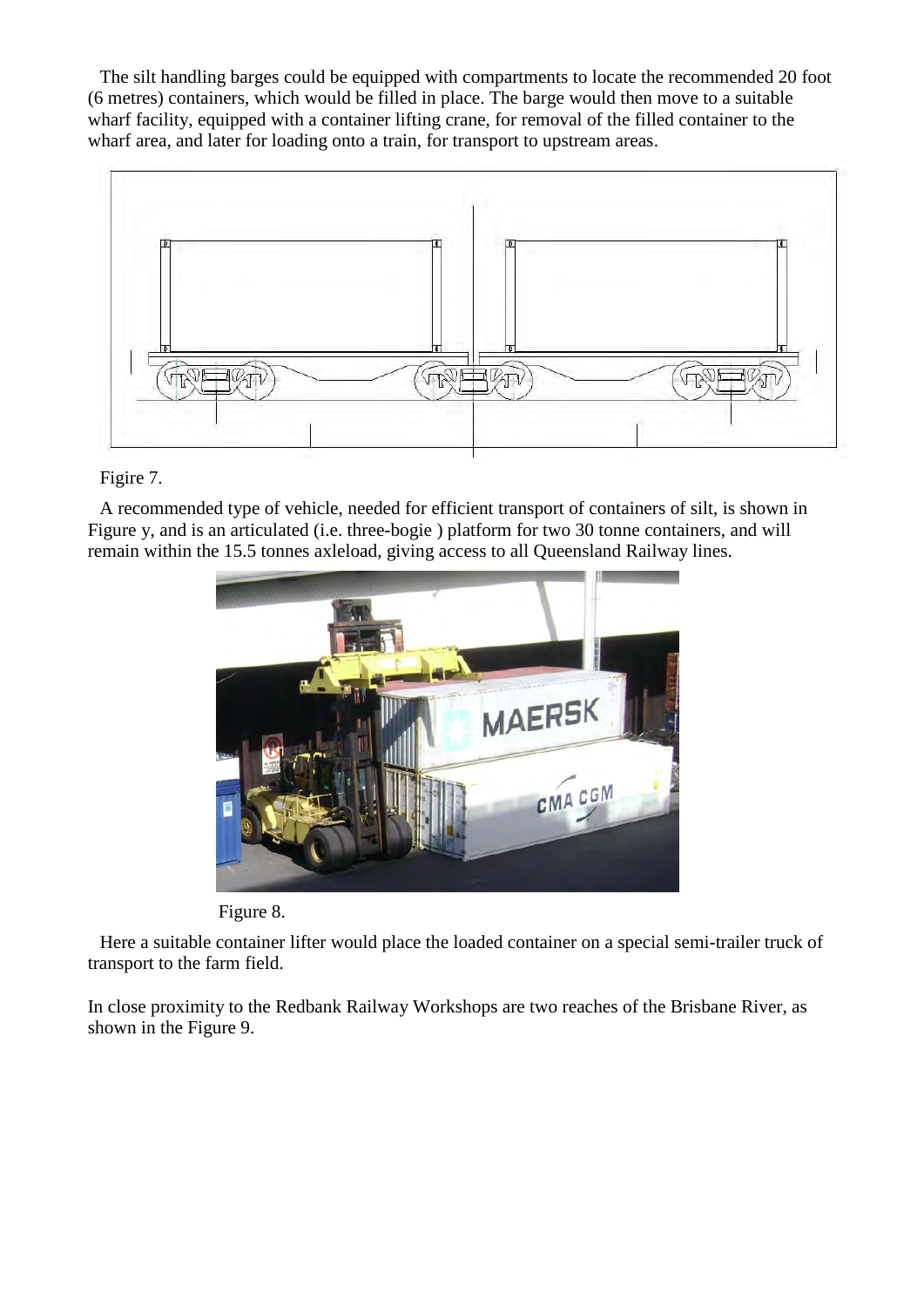The silt handling barges could be equipped with compartments to locate the recommended 20 foot (6 metres) containers, which would be filled in place. The barge would then move to a suitable wharf facility, equipped with a container lifting crane, for removal of the filled container to the wharf area, and later for loading onto a train, for transport to upstream areas.

Figire 7.

A recommended type of vehicle, needed for efficient transport of containers of silt, is shown in Figure y, and is an articulated (i.e. three-bogie ) platform for two 30 tonne containers, and will remain within the 15.5 tonnes axleload, giving access to all Queensland Railway lines.

Figure 8.

Here a suitable container lifter would place the loaded container on a special semi-trailer truck of transport to the farm field.

In close proximity to the Redbank Railway Workshops are two reaches of the Brisbane River, as shown in the Figure 9.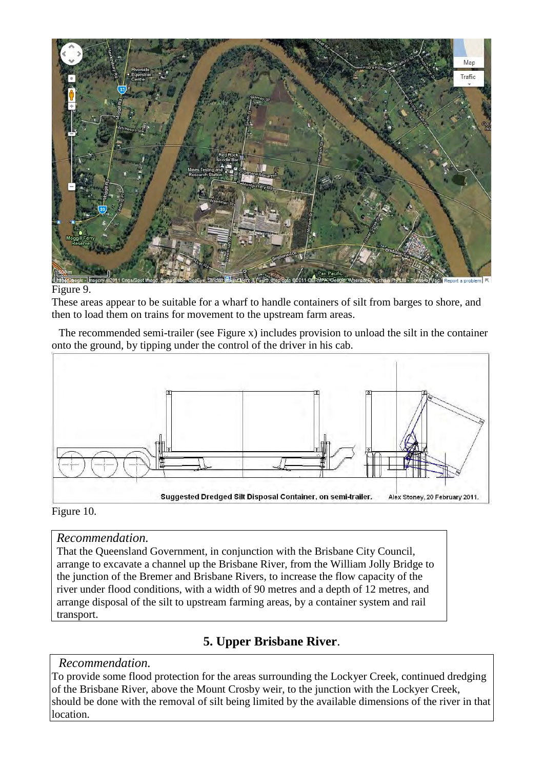Figure 9.

These areas appear to be suitable for a wharf to handle containers of silt from barges to shore, and then to load them on trains for movement to the upstream farm areas.

The recommended semi-trailer (see Figure x) includes provision to unload the silt in the container onto the ground, by tipping under the control of the driver in his cab.

Figure 10.

*Recommendation.*

That the Queensland Government, in conjunction with the Brisbane City Council, arrange to excavate a channel up the Brisbane River, from the William Jolly Bridge to the junction of the Bremer and Brisbane Rivers, to increase the flow capacity of the river under flood conditions, with a width of 90 metres and a depth of 12 metres, and arrange disposal of the silt to upstream farming areas, by a container system and rail transport.

## 5. Upper Brisbane River.

*Recommendation.*

To provide some flood protection for the areas surrounding the Lockyer Creek, continued dredging of the Brisbane River, above the Mount Crosby weir, to the junction with the Lockyer Creek, should be done with the removal of silt being limited by the available dimensions of the river in that location.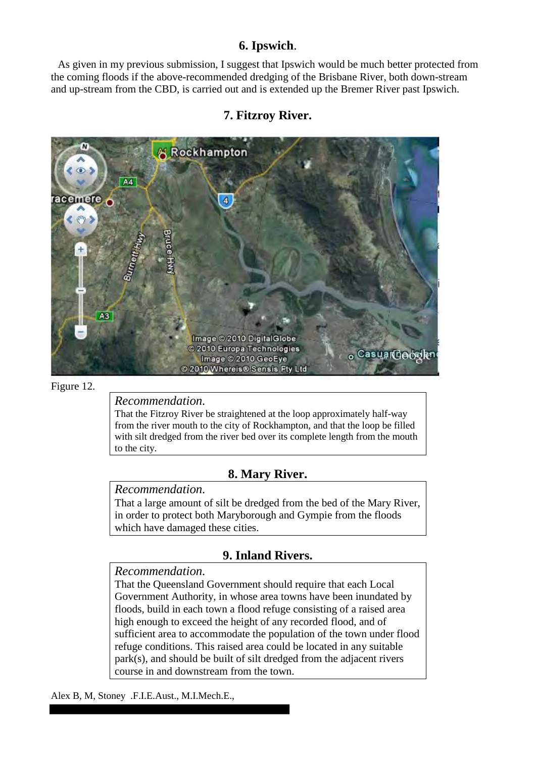## 6. Ipswich.

As given in my previous submission, I suggest that Ipswich would be much better protected from the coming floods if the above-recommended dredging of the Brisbane River, both down-stream and up-stream from the CBD, is carried out and is extended up the Bremer River past Ipswich.

## 7. Fitzroy River.

Figure 12.

> *Recommendation.*
> That the Fitzroy River be straightened at the loop approximately half-way from the river mouth to the city of Rockhampton, and that the loop be filled with silt dredged from the river bed over its complete length from the mouth to the city.

## 8. Mary River.

> *Recommendation.*
> That a large amount of silt be dredged from the bed of the Mary River, in order to protect both Maryborough and Gympie from the floods which have damaged these cities.

## 9. Inland Rivers.

> *Recommendation.*
> That the Queensland Government should require that each Local Government Authority, in whose area towns have been inundated by floods, build in each town a flood refuge consisting of a raised area high enough to exceed the height of any recorded flood, and of sufficient area to accommodate the population of the town under flood refuge conditions. This raised area could be located in any suitable park(s), and should be built of silt dredged from the adjacent rivers course in and downstream from the town.

Alex B, M, Stoney .F.I.E.Aust., M.I.Mech.E.,